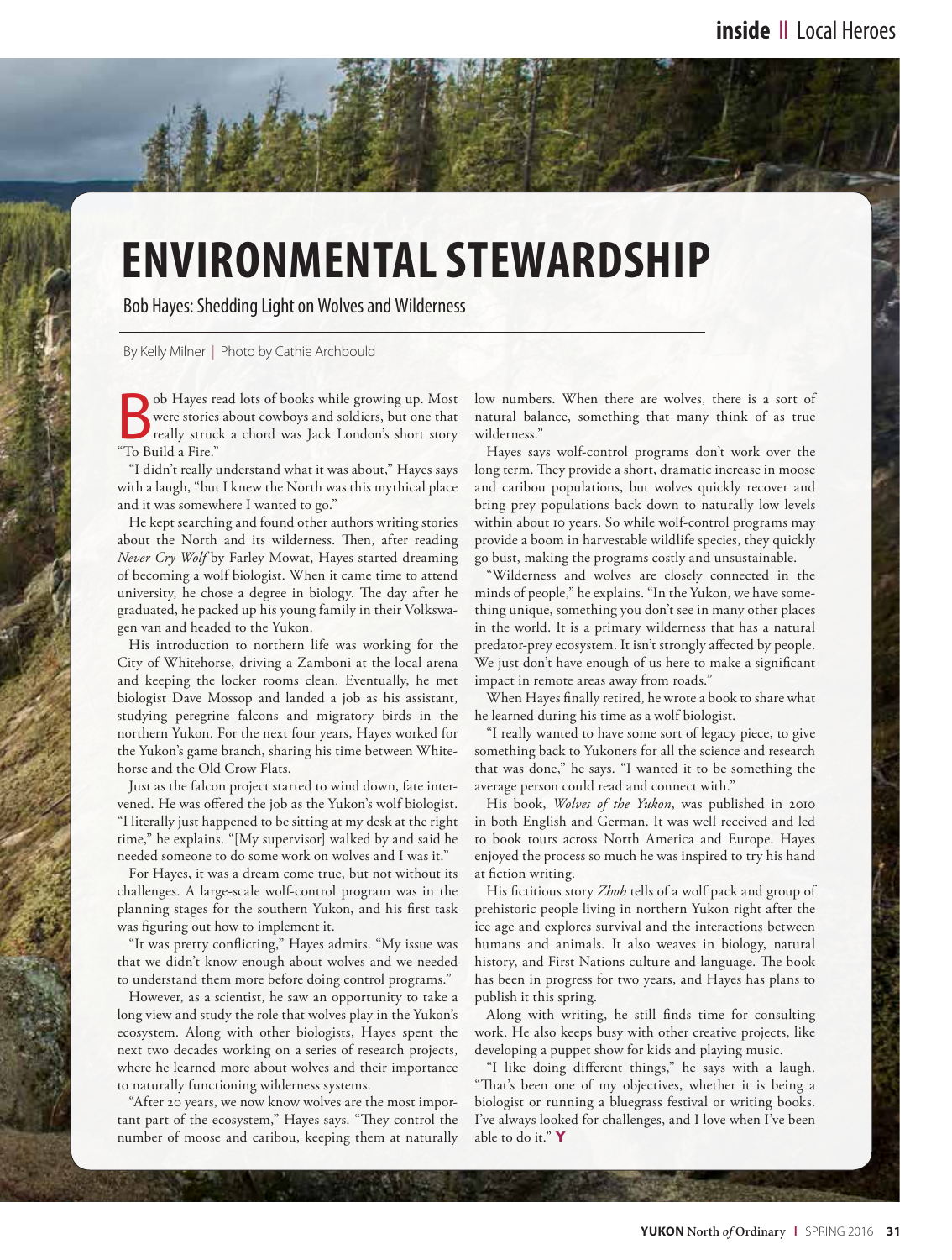# ENVIRONMENTAL STEWARDSHIP

## Bob Hayes: Shedding Light on Wolves and Wilderness

By Kelly Milner | Photo by Cathie Archbould

Bob Hayes read lots of books while growing up. Most were stories about cowboys and soldiers, but one that really struck a chord was Jack London's short story "To Build a Fire."

"I didn't really understand what it was about," Hayes says with a laugh, "but I knew the North was this mythical place and it was somewhere I wanted to go."

He kept searching and found other authors writing stories about the North and its wilderness. Then, after reading *Never Cry Wolf* by Farley Mowat, Hayes started dreaming of becoming a wolf biologist. When it came time to attend university, he chose a degree in biology. The day after he graduated, he packed up his young family in their Volkswagen van and headed to the Yukon.

His introduction to northern life was working for the City of Whitehorse, driving a Zamboni at the local arena and keeping the locker rooms clean. Eventually, he met biologist Dave Mossop and landed a job as his assistant, studying peregrine falcons and migratory birds in the northern Yukon. For the next four years, Hayes worked for the Yukon's game branch, sharing his time between Whitehorse and the Old Crow Flats.

Just as the falcon project started to wind down, fate intervened. He was offered the job as the Yukon's wolf biologist. "I literally just happened to be sitting at my desk at the right time," he explains. "[My supervisor] walked by and said he needed someone to do some work on wolves and I was it."

For Hayes, it was a dream come true, but not without its challenges. A large-scale wolf-control program was in the planning stages for the southern Yukon, and his first task was figuring out how to implement it.

"It was pretty conflicting," Hayes admits. "My issue was that we didn't know enough about wolves and we needed to understand them more before doing control programs."

However, as a scientist, he saw an opportunity to take a long view and study the role that wolves play in the Yukon's ecosystem. Along with other biologists, Hayes spent the next two decades working on a series of research projects, where he learned more about wolves and their importance to naturally functioning wilderness systems.

"After 20 years, we now know wolves are the most important part of the ecosystem," Hayes says. "They control the number of moose and caribou, keeping them at naturally low numbers. When there are wolves, there is a sort of natural balance, something that many think of as true wilderness."

Hayes says wolf-control programs don't work over the long term. They provide a short, dramatic increase in moose and caribou populations, but wolves quickly recover and bring prey populations back down to naturally low levels within about 10 years. So while wolf-control programs may provide a boom in harvestable wildlife species, they quickly go bust, making the programs costly and unsustainable.

"Wilderness and wolves are closely connected in the minds of people," he explains. "In the Yukon, we have something unique, something you don't see in many other places in the world. It is a primary wilderness that has a natural predator-prey ecosystem. It isn't strongly affected by people. We just don't have enough of us here to make a significant impact in remote areas away from roads."

When Hayes finally retired, he wrote a book to share what he learned during his time as a wolf biologist.

"I really wanted to have some sort of legacy piece, to give something back to Yukoners for all the science and research that was done," he says. "I wanted it to be something the average person could read and connect with."

His book, *Wolves of the Yukon*, was published in 2010 in both English and German. It was well received and led to book tours across North America and Europe. Hayes enjoyed the process so much he was inspired to try his hand at fiction writing.

His fictitious story *Zhoh* tells of a wolf pack and group of prehistoric people living in northern Yukon right after the ice age and explores survival and the interactions between humans and animals. It also weaves in biology, natural history, and First Nations culture and language. The book has been in progress for two years, and Hayes has plans to publish it this spring.

Along with writing, he still finds time for consulting work. He also keeps busy with other creative projects, like developing a puppet show for kids and playing music.

"I like doing different things," he says with a laugh. "That's been one of my objectives, whether it is being a biologist or running a bluegrass festival or writing books. I've always looked for challenges, and I love when I've been able to do it."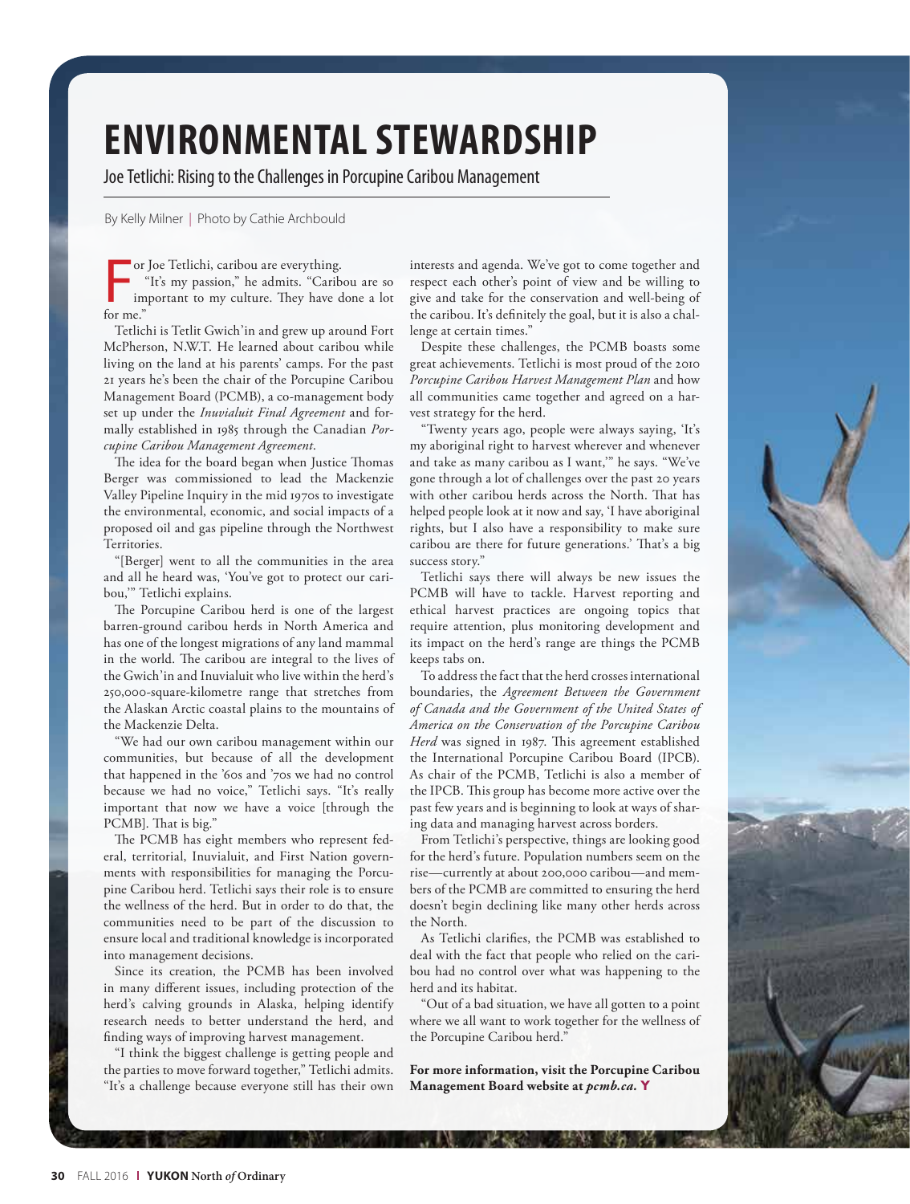# ENVIRONMENTAL STEWARDSHIP

## Joe Tetlichi: Rising to the Challenges in Porcupine Caribou Management

By Kelly Milner | Photo by Cathie Archbould

For Joe Tetlichi, caribou are everything.

"It's my passion," he admits. "Caribou are so important to my culture. They have done a lot for me."

Tetlichi is Tetlit Gwich'in and grew up around Fort McPherson, N.W.T. He learned about caribou while living on the land at his parents' camps. For the past 21 years he's been the chair of the Porcupine Caribou Management Board (PCMB), a co-management body set up under the *Inuvialuit Final Agreement* and formally established in 1985 through the Canadian *Porcupine Caribou Management Agreement*.

The idea for the board began when Justice Thomas Berger was commissioned to lead the Mackenzie Valley Pipeline Inquiry in the mid 1970s to investigate the environmental, economic, and social impacts of a proposed oil and gas pipeline through the Northwest Territories.

"[Berger] went to all the communities in the area and all he heard was, 'You've got to protect our caribou,'" Tetlichi explains.

The Porcupine Caribou herd is one of the largest barren-ground caribou herds in North America and has one of the longest migrations of any land mammal in the world. The caribou are integral to the lives of the Gwich'in and Inuvialuit who live within the herd's 250,000-square-kilometre range that stretches from the Alaskan Arctic coastal plains to the mountains of the Mackenzie Delta.

"We had our own caribou management within our communities, but because of all the development that happened in the '60s and '70s we had no control because we had no voice," Tetlichi says. "It's really important that now we have a voice [through the PCMB]. That is big."

The PCMB has eight members who represent federal, territorial, Inuvialuit, and First Nation governments with responsibilities for managing the Porcupine Caribou herd. Tetlichi says their role is to ensure the wellness of the herd. But in order to do that, the communities need to be part of the discussion to ensure local and traditional knowledge is incorporated into management decisions.

Since its creation, the PCMB has been involved in many different issues, including protection of the herd's calving grounds in Alaska, helping identify research needs to better understand the herd, and finding ways of improving harvest management.

"I think the biggest challenge is getting people and the parties to move forward together," Tetlichi admits. "It's a challenge because everyone still has their own interests and agenda. We've got to come together and respect each other's point of view and be willing to give and take for the conservation and well-being of the caribou. It's definitely the goal, but it is also a challenge at certain times."

Despite these challenges, the PCMB boasts some great achievements. Tetlichi is most proud of the 2010 *Porcupine Caribou Harvest Management Plan* and how all communities came together and agreed on a harvest strategy for the herd.

"Twenty years ago, people were always saying, 'It's my aboriginal right to harvest wherever and whenever and take as many caribou as I want,'" he says. "We've gone through a lot of challenges over the past 20 years with other caribou herds across the North. That has helped people look at it now and say, 'I have aboriginal rights, but I also have a responsibility to make sure caribou are there for future generations.' That's a big success story."

Tetlichi says there will always be new issues the PCMB will have to tackle. Harvest reporting and ethical harvest practices are ongoing topics that require attention, plus monitoring development and its impact on the herd's range are things the PCMB keeps tabs on.

To address the fact that the herd crosses international boundaries, the *Agreement Between the Government of Canada and the Government of the United States of America on the Conservation of the Porcupine Caribou Herd* was signed in 1987. This agreement established the International Porcupine Caribou Board (IPCB). As chair of the PCMB, Tetlichi is also a member of the IPCB. This group has become more active over the past few years and is beginning to look at ways of sharing data and managing harvest across borders.

From Tetlichi's perspective, things are looking good for the herd's future. Population numbers seem on the rise—currently at about 200,000 caribou—and members of the PCMB are committed to ensuring the herd doesn't begin declining like many other herds across the North.

As Tetlichi clarifies, the PCMB was established to deal with the fact that people who relied on the caribou had no control over what was happening to the herd and its habitat.

"Out of a bad situation, we have all gotten to a point where we all want to work together for the wellness of the Porcupine Caribou herd."

**For more information, visit the Porcupine Caribou Management Board website at *pcmb.ca*.**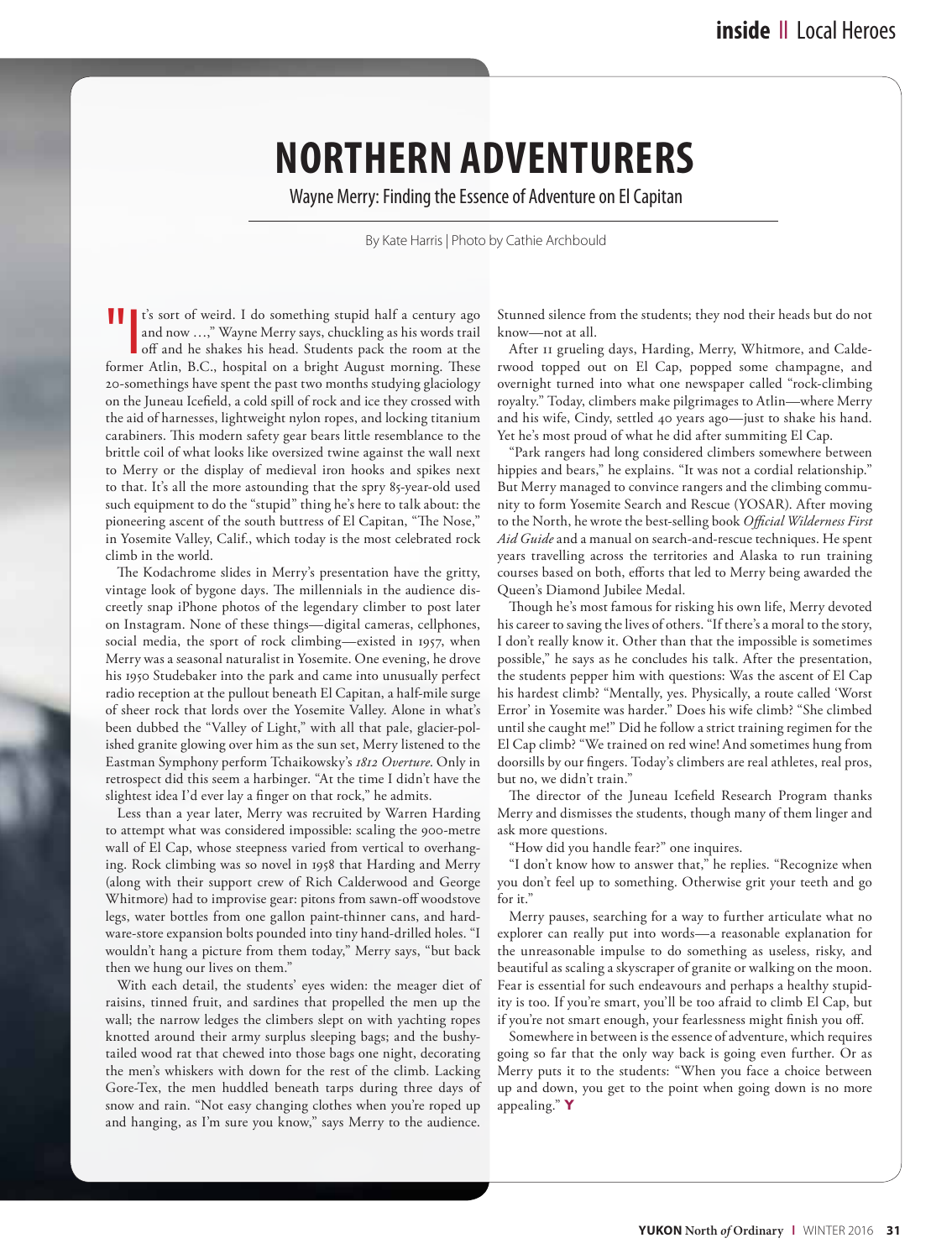# NORTHERN ADVENTURERS

## Wayne Merry: Finding the Essence of Adventure on El Capitan

By Kate Harris | Photo by Cathie Archbould

"It's sort of weird. I do something stupid half a century ago and now …," Wayne Merry says, chuckling as his words trail off and he shakes his head. Students pack the room at the former Atlin, B.C., hospital on a bright August morning. These 20-somethings have spent the past two months studying glaciology on the Juneau Icefield, a cold spill of rock and ice they crossed with the aid of harnesses, lightweight nylon ropes, and locking titanium carabiners. This modern safety gear bears little resemblance to the brittle coil of what looks like oversized twine against the wall next to Merry or the display of medieval iron hooks and spikes next to that. It's all the more astounding that the spry 85-year-old used such equipment to do the "stupid" thing he's here to talk about: the pioneering ascent of the south buttress of El Capitan, "The Nose," in Yosemite Valley, Calif., which today is the most celebrated rock climb in the world.

The Kodachrome slides in Merry's presentation have the gritty, vintage look of bygone days. The millennials in the audience discreetly snap iPhone photos of the legendary climber to post later on Instagram. None of these things—digital cameras, cellphones, social media, the sport of rock climbing—existed in 1957, when Merry was a seasonal naturalist in Yosemite. One evening, he drove his 1950 Studebaker into the park and came into unusually perfect radio reception at the pullout beneath El Capitan, a half-mile surge of sheer rock that lords over the Yosemite Valley. Alone in what's been dubbed the "Valley of Light," with all that pale, glacier-polished granite glowing over him as the sun set, Merry listened to the Eastman Symphony perform Tchaikowsky's *1812 Overture*. Only in retrospect did this seem a harbinger. "At the time I didn't have the slightest idea I'd ever lay a finger on that rock," he admits.

Less than a year later, Merry was recruited by Warren Harding to attempt what was considered impossible: scaling the 900-metre wall of El Cap, whose steepness varied from vertical to overhanging. Rock climbing was so novel in 1958 that Harding and Merry (along with their support crew of Rich Calderwood and George Whitmore) had to improvise gear: pitons from sawn-off woodstove legs, water bottles from one gallon paint-thinner cans, and hardware-store expansion bolts pounded into tiny hand-drilled holes. "I wouldn't hang a picture from them today," Merry says, "but back then we hung our lives on them."

With each detail, the students' eyes widen: the meager diet of raisins, tinned fruit, and sardines that propelled the men up the wall; the narrow ledges the climbers slept on with yachting ropes knotted around their army surplus sleeping bags; and the bushy-tailed wood rat that chewed into those bags one night, decorating the men's whiskers with down for the rest of the climb. Lacking Gore-Tex, the men huddled beneath tarps during three days of snow and rain. "Not easy changing clothes when you're roped up and hanging, as I'm sure you know," says Merry to the audience. Stunned silence from the students; they nod their heads but do not know—not at all.

After 11 grueling days, Harding, Merry, Whitmore, and Calderwood topped out on El Cap, popped some champagne, and overnight turned into what one newspaper called "rock-climbing royalty." Today, climbers make pilgrimages to Atlin—where Merry and his wife, Cindy, settled 40 years ago—just to shake his hand. Yet he's most proud of what he did after summiting El Cap.

"Park rangers had long considered climbers somewhere between hippies and bears," he explains. "It was not a cordial relationship." But Merry managed to convince rangers and the climbing community to form Yosemite Search and Rescue (YOSAR). After moving to the North, he wrote the best-selling book *Official Wilderness First Aid Guide* and a manual on search-and-rescue techniques. He spent years travelling across the territories and Alaska to run training courses based on both, efforts that led to Merry being awarded the Queen's Diamond Jubilee Medal.

Though he's most famous for risking his own life, Merry devoted his career to saving the lives of others. "If there's a moral to the story, I don't really know it. Other than that the impossible is sometimes possible," he says as he concludes his talk. After the presentation, the students pepper him with questions: Was the ascent of El Cap his hardest climb? "Mentally, yes. Physically, a route called 'Worst Error' in Yosemite was harder." Does his wife climb? "She climbed until she caught me!" Did he follow a strict training regimen for the El Cap climb? "We trained on red wine! And sometimes hung from doorsills by our fingers. Today's climbers are real athletes, real pros, but no, we didn't train."

The director of the Juneau Icefield Research Program thanks Merry and dismisses the students, though many of them linger and ask more questions.

"How did you handle fear?" one inquires.

"I don't know how to answer that," he replies. "Recognize when you don't feel up to something. Otherwise grit your teeth and go for it."

Merry pauses, searching for a way to further articulate what no explorer can really put into words—a reasonable explanation for the unreasonable impulse to do something as useless, risky, and beautiful as scaling a skyscraper of granite or walking on the moon. Fear is essential for such endeavours and perhaps a healthy stupidity is too. If you're smart, you'll be too afraid to climb El Cap, but if you're not smart enough, your fearlessness might finish you off.

Somewhere in between is the essence of adventure, which requires going so far that the only way back is going even further. Or as Merry puts it to the students: "When you face a choice between up and down, you get to the point when going down is no more appealing."